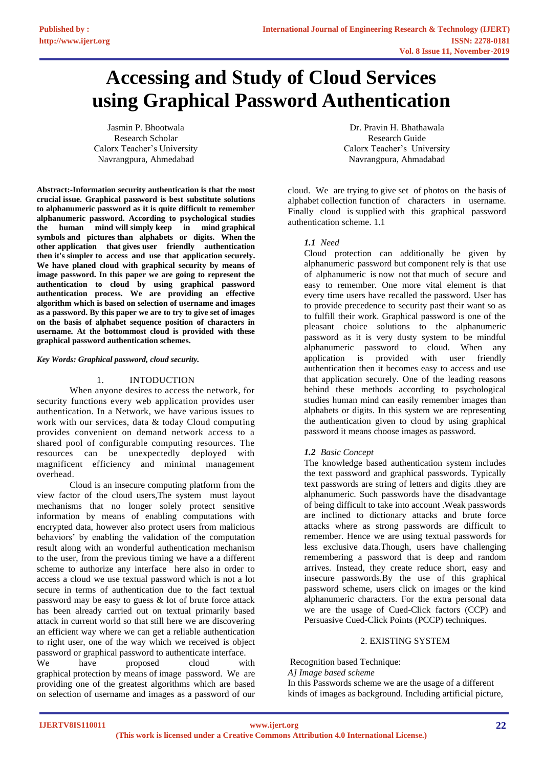# Accessing and Study of Cloud Services using Graphical Password Authentication

Jasmin P. Bhootwala
Research Scholar
Calorx Teacher's University
Navrangpura, Ahmadabad

Dr. Pravin H. Bhathawala
Research Guide
Calorx Teacher's University
Navrangpura, Ahmadabad

**Abstract:-Information security authentication is that the most crucial issue. Graphical password is best substitute solutions to alphanumeric password as it is quite difficult to remember alphanumeric password. According to psychological studies the human mind will simply keep in mind graphical symbols and pictures than alphabets or digits. When the other application that gives user friendly authentication then it's simpler to access and use that application securely. We have planed cloud with graphical security by means of image password. In this paper we are going to represent the authentication to cloud by using graphical password authentication process. We are providing an effective algorithm which is based on selection of username and images as a password. By this paper we are to try to give set of images on the basis of alphabet sequence position of characters in username. At the bottommost cloud is provided with these graphical password authentication schemes.**

***Key Words: Graphical password, cloud security.***

## 1. INTODUCTION

When anyone desires to access the network, for security functions every web application provides user authentication. In a Network, we have various issues to work with our services, data & today Cloud computing provides convenient on demand network access to a shared pool of configurable computing resources. The resources can be unexpectedly deployed with magnificent efficiency and minimal management overhead.

Cloud is an insecure computing platform from the view factor of the cloud users,The system must layout mechanisms that no longer solely protect sensitive information by means of enabling computations with encrypted data, however also protect users from malicious behaviors' by enabling the validation of the computation result along with an wonderful authentication mechanism to the user, from the previous timing we have a a different scheme to authorize any interface here also in order to access a cloud we use textual password which is not a lot secure in terms of authentication due to the fact textual password may be easy to guess & lot of brute force attack has been already carried out on textual primarily based attack in current world so that still here we are discovering an efficient way where we can get a reliable authentication to right user, one of the way which we received is object password or graphical password to authenticate interface.

We have proposed cloud with graphical protection by means of image password. We are providing one of the greatest algorithms which are based on selection of username and images as a password of our cloud. We are trying to give set of photos on the basis of alphabet collection function of characters in username. Finally cloud is supplied with this graphical password authentication scheme. 1.1

### *1.1 Need*

Cloud protection can additionally be given by alphanumeric password but component rely is that use of alphanumeric is now not that much of secure and easy to remember. One more vital element is that every time users have recalled the password. User has to provide precedence to security past their want so as to fulfill their work. Graphical password is one of the pleasant choice solutions to the alphanumeric password as it is very dusty system to be mindful alphanumeric password to cloud. When any application is provided with user friendly authentication then it becomes easy to access and use that application securely. One of the leading reasons behind these methods according to psychological studies human mind can easily remember images than alphabets or digits. In this system we are representing the authentication given to cloud by using graphical password it means choose images as password.

### *1.2 Basic Concept*

The knowledge based authentication system includes the text password and graphical passwords. Typically text passwords are string of letters and digits .they are alphanumeric. Such passwords have the disadvantage of being difficult to take into account .Weak passwords are inclined to dictionary attacks and brute force attacks where as strong passwords are difficult to remember. Hence we are using textual passwords for less exclusive data.Though, users have challenging remembering a password that is deep and random arrives. Instead, they create reduce short, easy and insecure passwords.By the use of this graphical password scheme, users click on images or the kind alphanumeric characters. For the extra personal data we are the usage of Cued-Click factors (CCP) and Persuasive Cued-Click Points (PCCP) techniques.

## 2. EXISTING SYSTEM

Recognition based Technique:

*A] Image based scheme*

In this Passwords scheme we are the usage of a different kinds of images as background. Including artificial picture,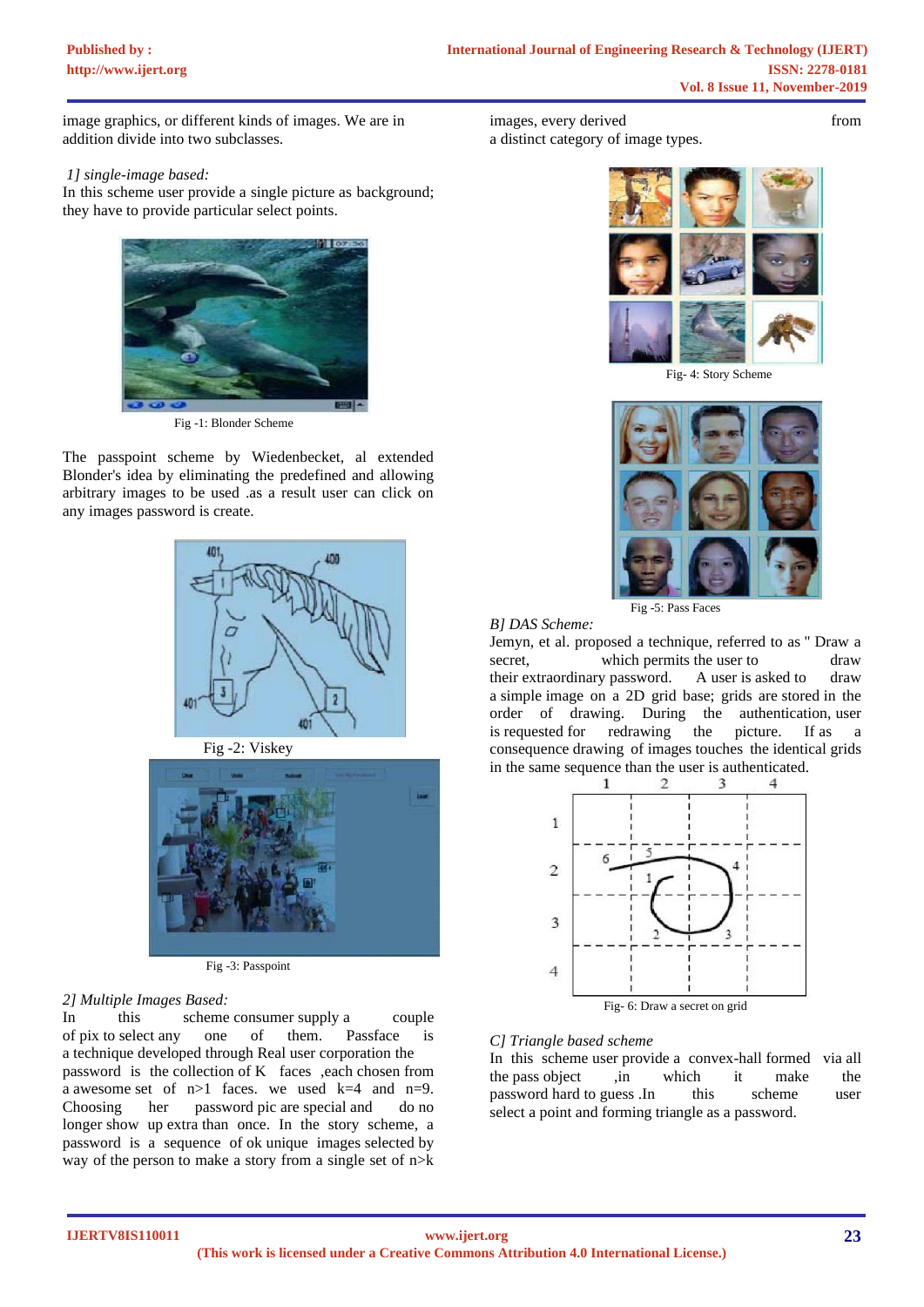image graphics, or different kinds of images. We are in addition divide into two subclasses.

*1] single-image based:*
In this scheme user provide a single picture as background; they have to provide particular select points.

Fig -1: Blonder Scheme

The passpoint scheme by Wiedenbecket, al extended Blonder's idea by eliminating the predefined and allowing arbitrary images to be used .as a result user can click on any images password is create.

Fig -2: Viskey

Fig -3: Passpoint

*2] Multiple Images Based:*
In this scheme consumer supply a couple of pix to select any one of them. Passface is a technique developed through Real user corporation the password is the collection of K faces ,each chosen from a awesome set of n>1 faces. we used k=4 and n=9. Choosing her password pic are special and do no longer show up extra than once. In the story scheme, a password is a sequence of ok unique images selected by way of the person to make a story from a single set of n>k images, every derived from a distinct category of image types.

Fig- 4: Story Scheme

Fig -5: Pass Faces

*B] DAS Scheme:*
Jemyn, et al. proposed a technique, referred to as " Draw a secret, which permits the user to draw their extraordinary password. A user is asked to draw a simple image on a 2D grid base; grids are stored in the order of drawing. During the authentication, user is requested for redrawing the picture. If as a consequence drawing of images touches the identical grids in the same sequence than the user is authenticated.

Fig- 6: Draw a secret on grid

*C] Triangle based scheme*
In this scheme user provide a convex-hall formed via all the pass object ,in which it make the password hard to guess .In this scheme user select a point and forming triangle as a password.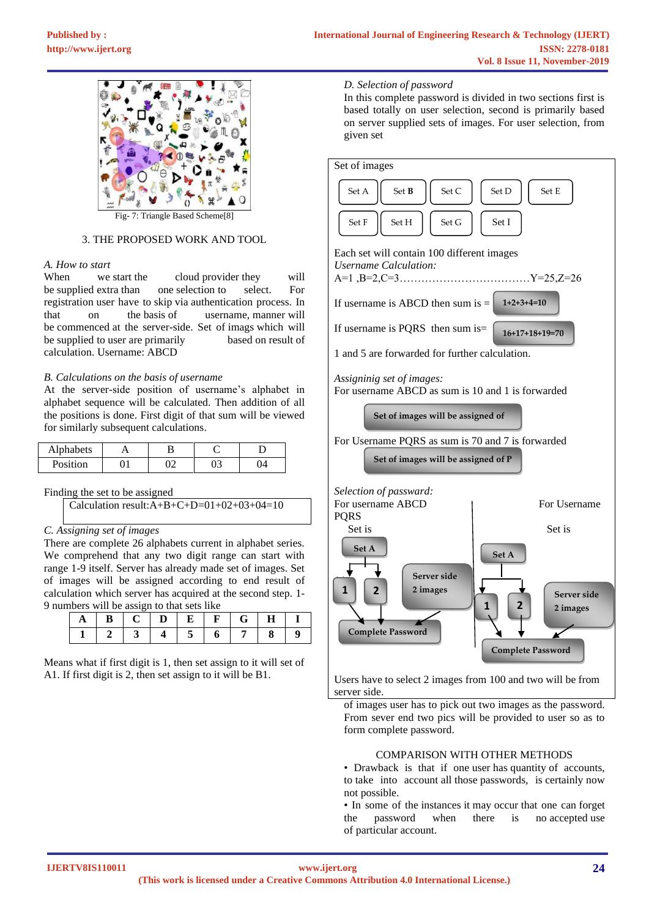Fig- 7: Triangle Based Scheme[8]

## 3. THE PROPOSED WORK AND TOOL

*A. How to start*

When we start the cloud provider they will be supplied extra than one selection to select. For registration user have to skip via authentication process. In that on the basis of username, manner will be commenced at the server-side. Set of imags which will be supplied to user are primarily based on result of calculation. Username: ABCD

*B. Calculations on the basis of username*

At the server-side position of username's alphabet in alphabet sequence will be calculated. Then addition of all the positions is done. First digit of that sum will be viewed for similarly subsequent calculations.

| Alphabets | A | B | C | D |
|---|---|---|---|---|
| Position | 01 | 02 | 03 | 04 |

Finding the set to be assigned

| Calculation result:A+B+C+D=01+02+03+04=10 |
|---|

*C. Assigning set of images*

There are complete 26 alphabets current in alphabet series. We comprehend that any two digit range can start with range 1-9 itself. Server has already made set of images. Set of images will be assigned according to end result of calculation which server has acquired at the second step. 1-9 numbers will be assign to that sets like

| A | B | C | D | E | F | G | H | I |
|---|---|---|---|---|---|---|---|---|
| 1 | 2 | 3 | 4 | 5 | 6 | 7 | 8 | 9 |

Means what if first digit is 1, then set assign to it will set of A1. If first digit is 2, then set assign to it will be B1.

*D. Selection of password*

In this complete password is divided in two sections first is based totally on user selection, second is primarily based on server supplied sets of images. For user selection, from given set

Set of images

Set A | Set B | Set C | Set D | Set E

Set F | Set H | Set G | Set I

Each set will contain 100 different images

*Username Calculation:*

A=1 ,B=2,C=3………………………………Y=25,Z=26

If username is ABCD then sum is = 1+2+3+4=10

If username is PQRS then sum is= 16+17+18+19=70

1 and 5 are forwarded for further calculation.

*Assignig set of images:*

For username ABCD as sum is 10 and 1 is forwarded

**Set of images will be assigned of**

For Username PQRS as sum is 70 and 7 is forwarded

**Set of images will be assigned of P**

*Selection of passward:*

For username ABCD — Set is **Set A** → **1**, **2** + **Server side 2 images** → **Complete Password**

For Username PQRS — Set is **Set A** → **1**, **2** + **Server side 2 images** → **Complete Password**

Users have to select 2 images from 100 and two will be from server side.

of images user has to pick out two images as the password. From sever end two pics will be provided to user so as to form complete password.

## COMPARISON WITH OTHER METHODS

- Drawback is that if one user has quantity of accounts, to take into account all those passwords, is certainly now not possible.
- In some of the instances it may occur that one can forget the password when there is no accepted use of particular account.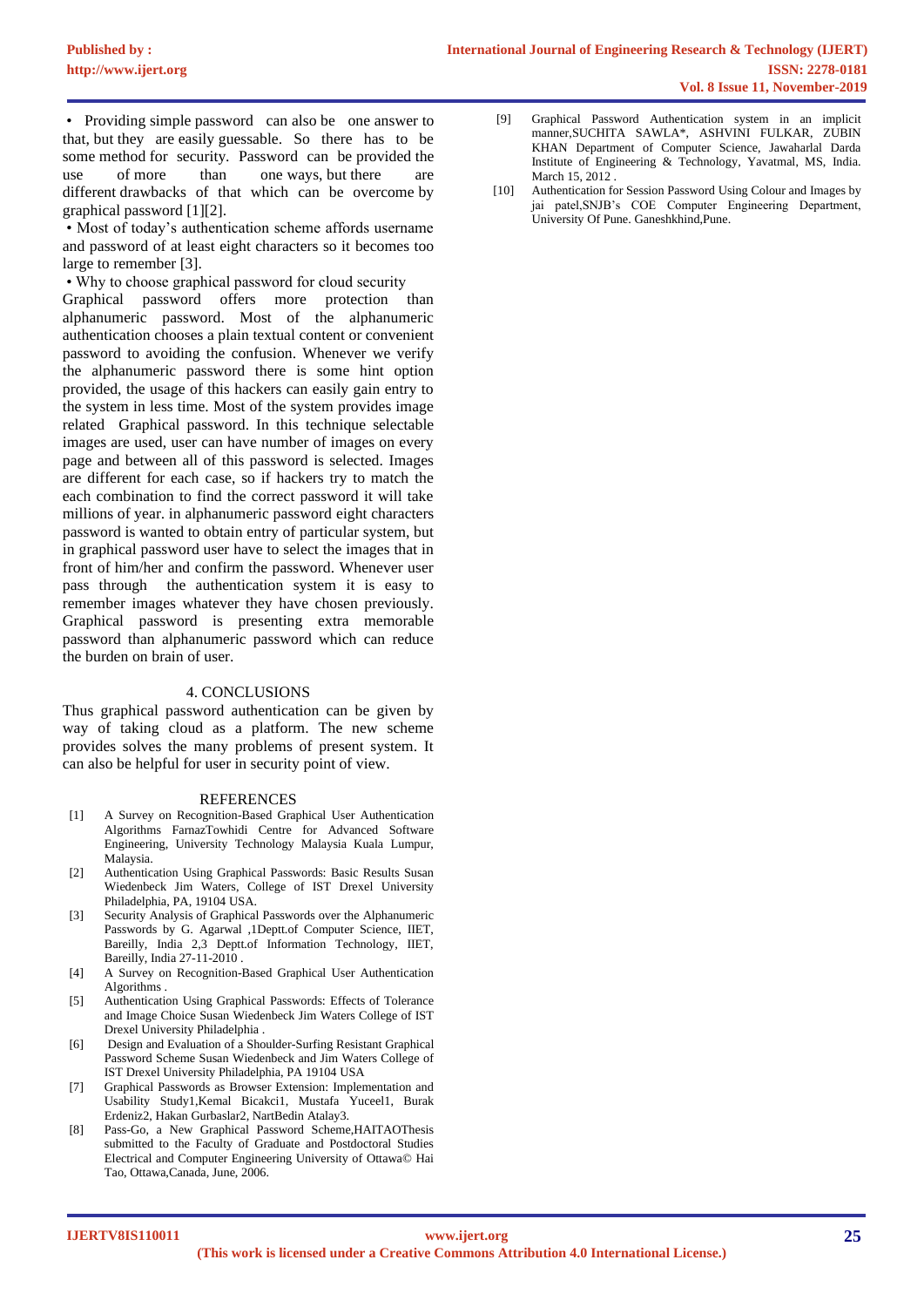• Providing simple password can also be one answer to that, but they are easily guessable. So there has to be some method for security. Password can be provided the use of more than one ways, but there are different drawbacks of that which can be overcome by graphical password [1][2].

• Most of today's authentication scheme affords username and password of at least eight characters so it becomes too large to remember [3].

• Why to choose graphical password for cloud security

Graphical password offers more protection than alphanumeric password. Most of the alphanumeric authentication chooses a plain textual content or convenient password to avoiding the confusion. Whenever we verify the alphanumeric password there is some hint option provided, the usage of this hackers can easily gain entry to the system in less time. Most of the system provides image related Graphical password. In this technique selectable images are used, user can have number of images on every page and between all of this password is selected. Images are different for each case, so if hackers try to match the each combination to find the correct password it will take millions of year. in alphanumeric password eight characters password is wanted to obtain entry of particular system, but in graphical password user have to select the images that in front of him/her and confirm the password. Whenever user pass through the authentication system it is easy to remember images whatever they have chosen previously. Graphical password is presenting extra memorable password than alphanumeric password which can reduce the burden on brain of user.

## 4. CONCLUSIONS

Thus graphical password authentication can be given by way of taking cloud as a platform. The new scheme provides solves the many problems of present system. It can also be helpful for user in security point of view.

## REFERENCES

[1] A Survey on Recognition-Based Graphical User Authentication Algorithms FarnazTowhidi Centre for Advanced Software Engineering, University Technology Malaysia Kuala Lumpur, Malaysia.

[2] Authentication Using Graphical Passwords: Basic Results Susan Wiedenbeck Jim Waters, College of IST Drexel University Philadelphia, PA, 19104 USA.

[3] Security Analysis of Graphical Passwords over the Alphanumeric Passwords by G. Agarwal ,1Deptt.of Computer Science, IIET, Bareilly, India 2,3 Deptt.of Information Technology, IIET, Bareilly, India 27-11-2010 .

[4] A Survey on Recognition-Based Graphical User Authentication Algorithms .

[5] Authentication Using Graphical Passwords: Effects of Tolerance and Image Choice Susan Wiedenbeck Jim Waters College of IST Drexel University Philadelphia .

[6] Design and Evaluation of a Shoulder-Surfing Resistant Graphical Password Scheme Susan Wiedenbeck and Jim Waters College of IST Drexel University Philadelphia, PA 19104 USA

[7] Graphical Passwords as Browser Extension: Implementation and Usability Study1,Kemal Bicakci1, Mustafa Yuceel1, Burak Erdeniz2, Hakan Gurbaslar2, NartBedin Atalay3.

[8] Pass-Go, a New Graphical Password Scheme,HAITAOThesis submitted to the Faculty of Graduate and Postdoctoral Studies Electrical and Computer Engineering University of Ottawa© Hai Tao, Ottawa,Canada, June, 2006.

[9] Graphical Password Authentication system in an implicit manner,SUCHITA SAWLA*, ASHVINI FULKAR, ZUBIN KHAN Department of Computer Science, Jawaharlal Darda Institute of Engineering & Technology, Yavatmal, MS, India. March 15, 2012 .

[10] Authentication for Session Password Using Colour and Images by jai patel,SNJB's COE Computer Engineering Department, University Of Pune. Ganeshkhind,Pune.